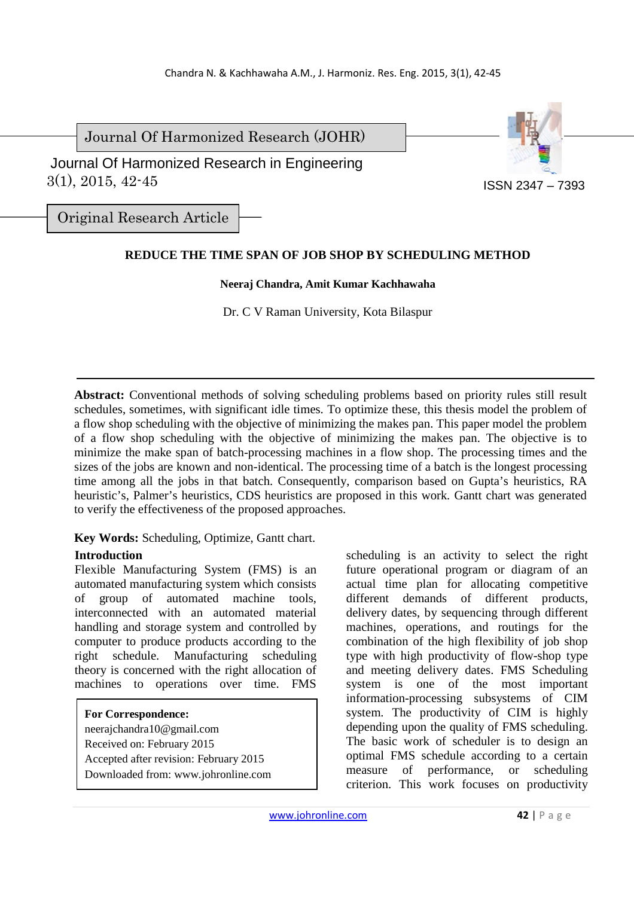Journal Of Harmonized Research (JOHR)

Journal Of Harmonized Research in Engineering

ISSN 2347 – 7393

Original Research Article

# REDUCE THE TIME SPAN OF JOB SHOP BY SCHEDULING METHOD

**Neeraj Chandra, Amit Kumar Kachhawaha**

Dr. C V Raman University, Kota Bilaspur

**Abstract:** Conventional methods of solving scheduling problems based on priority rules still result schedules, sometimes, with significant idle times. To optimize these, this thesis model the problem of a flow shop scheduling with the objective of minimizing the makes pan. This paper model the problem of a flow shop scheduling with the objective of minimizing the makes pan. The objective is to minimize the make span of batch-processing machines in a flow shop. The processing times and the sizes of the jobs are known and non-identical. The processing time of a batch is the longest processing time among all the jobs in that batch. Consequently, comparison based on Gupta's heuristics, RA heuristic's, Palmer's heuristics, CDS heuristics are proposed in this work. Gantt chart was generated to verify the effectiveness of the proposed approaches.

**Key Words:** Scheduling, Optimize, Gantt chart.

## Introduction

Flexible Manufacturing System (FMS) is an automated manufacturing system which consists of group of automated machine tools, interconnected with an automated material handling and storage system and controlled by computer to produce products according to the right schedule. Manufacturing scheduling theory is concerned with the right allocation of machines to operations over time. FMS scheduling is an activity to select the right future operational program or diagram of an actual time plan for allocating competitive different demands of different products, delivery dates, by sequencing through different machines, operations, and routings for the combination of the high flexibility of job shop type with high productivity of flow-shop type and meeting delivery dates. FMS Scheduling system is one of the most important information-processing subsystems of CIM system. The productivity of CIM is highly depending upon the quality of FMS scheduling. The basic work of scheduler is to design an optimal FMS schedule according to a certain measure of performance, or scheduling criterion. This work focuses on productivity

**For Correspondence:**
neerajchandra10@gmail.com
Received on: February 2015
Accepted after revision: February 2015
Downloaded from: www.johronline.com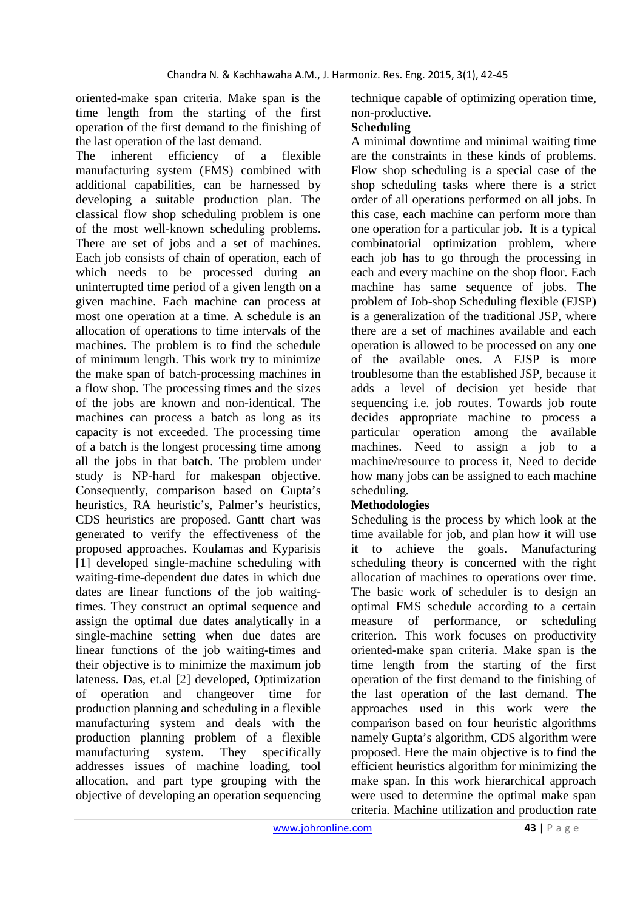oriented-make span criteria. Make span is the time length from the starting of the first operation of the first demand to the finishing of the last operation of the last demand.

The inherent efficiency of a flexible manufacturing system (FMS) combined with additional capabilities, can be harnessed by developing a suitable production plan. The classical flow shop scheduling problem is one of the most well-known scheduling problems. There are set of jobs and a set of machines. Each job consists of chain of operation, each of which needs to be processed during an uninterrupted time period of a given length on a given machine. Each machine can process at most one operation at a time. A schedule is an allocation of operations to time intervals of the machines. The problem is to find the schedule of minimum length. This work try to minimize the make span of batch-processing machines in a flow shop. The processing times and the sizes of the jobs are known and non-identical. The machines can process a batch as long as its capacity is not exceeded. The processing time of a batch is the longest processing time among all the jobs in that batch. The problem under study is NP-hard for makespan objective. Consequently, comparison based on Gupta's heuristics, RA heuristic's, Palmer's heuristics, CDS heuristics are proposed. Gantt chart was generated to verify the effectiveness of the proposed approaches. Koulamas and Kyparisis [1] developed single-machine scheduling with waiting-time-dependent due dates in which due dates are linear functions of the job waiting-times. They construct an optimal sequence and assign the optimal due dates analytically in a single-machine setting when due dates are linear functions of the job waiting-times and their objective is to minimize the maximum job lateness. Das, et.al [2] developed, Optimization of operation and changeover time for production planning and scheduling in a flexible manufacturing system and deals with the production planning problem of a flexible manufacturing system. They specifically addresses issues of machine loading, tool allocation, and part type grouping with the objective of developing an operation sequencing technique capable of optimizing operation time, non-productive.

**Scheduling**

A minimal downtime and minimal waiting time are the constraints in these kinds of problems. Flow shop scheduling is a special case of the shop scheduling tasks where there is a strict order of all operations performed on all jobs. In this case, each machine can perform more than one operation for a particular job. It is a typical combinatorial optimization problem, where each job has to go through the processing in each and every machine on the shop floor. Each machine has same sequence of jobs. The problem of Job-shop Scheduling flexible (FJSP) is a generalization of the traditional JSP, where there are a set of machines available and each operation is allowed to be processed on any one of the available ones. A FJSP is more troublesome than the established JSP, because it adds a level of decision yet beside that sequencing i.e. job routes. Towards job route decides appropriate machine to process a particular operation among the available machines. Need to assign a job to a machine/resource to process it, Need to decide how many jobs can be assigned to each machine scheduling.

**Methodologies**

Scheduling is the process by which look at the time available for job, and plan how it will use it to achieve the goals. Manufacturing scheduling theory is concerned with the right allocation of machines to operations over time. The basic work of scheduler is to design an optimal FMS schedule according to a certain measure of performance, or scheduling criterion. This work focuses on productivity oriented-make span criteria. Make span is the time length from the starting of the first operation of the first demand to the finishing of the last operation of the last demand. The approaches used in this work were the comparison based on four heuristic algorithms namely Gupta's algorithm, CDS algorithm were proposed. Here the main objective is to find the efficient heuristics algorithm for minimizing the make span. In this work hierarchical approach were used to determine the optimal make span criteria. Machine utilization and production rate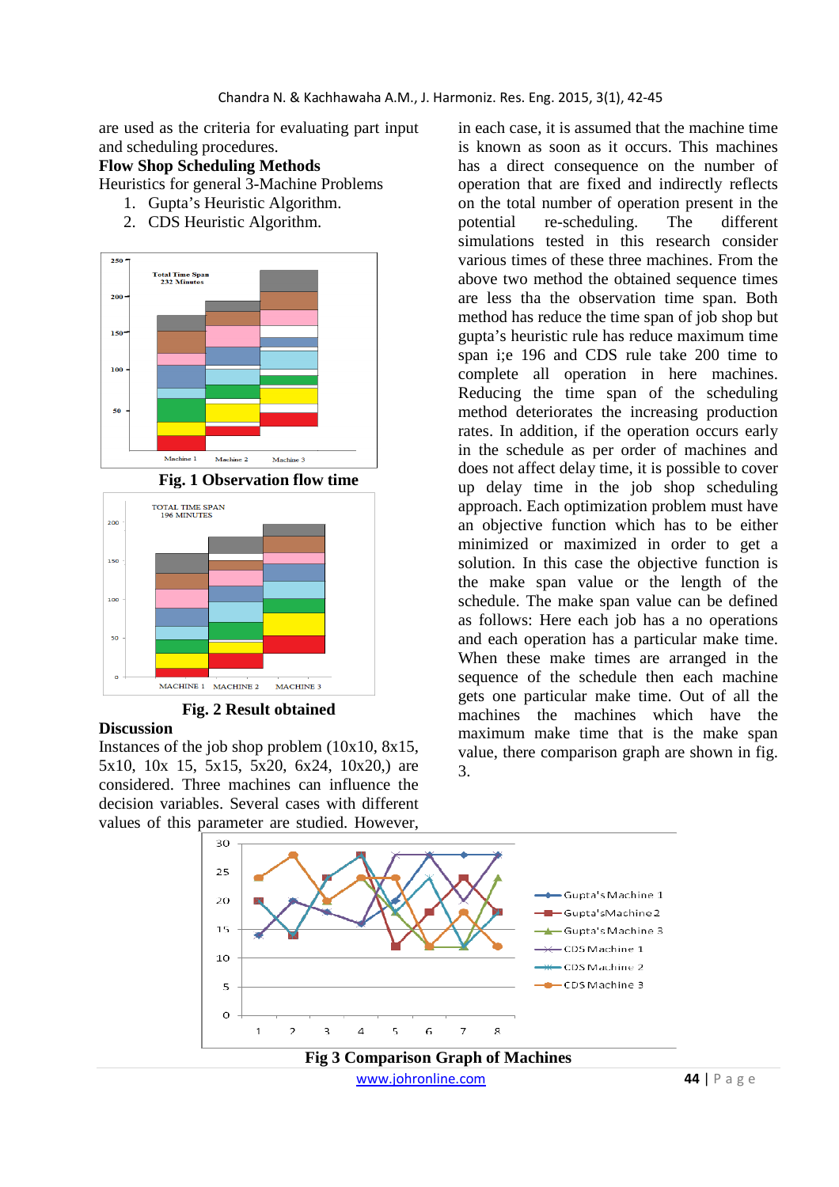are used as the criteria for evaluating part input and scheduling procedures.

**Flow Shop Scheduling Methods**

Heuristics for general 3-Machine Problems

1. Gupta's Heuristic Algorithm.
2. CDS Heuristic Algorithm.

**Fig. 1 Observation flow time**

**Fig. 2 Result obtained**

**Discussion**

Instances of the job shop problem (10x10, 8x15, 5x10, 10x 15, 5x15, 5x20, 6x24, 10x20,) are considered. Three machines can influence the decision variables. Several cases with different values of this parameter are studied. However, in each case, it is assumed that the machine time is known as soon as it occurs. This machines has a direct consequence on the number of operation that are fixed and indirectly reflects on the total number of operation present in the potential re-scheduling. The different simulations tested in this research consider various times of these three machines. From the above two method the obtained sequence times are less tha the observation time span. Both method has reduce the time span of job shop but gupta's heuristic rule has reduce maximum time span i;e 196 and CDS rule take 200 time to complete all operation in here machines. Reducing the time span of the scheduling method deteriorates the increasing production rates. In addition, if the operation occurs early in the schedule as per order of machines and does not affect delay time, it is possible to cover up delay time in the job shop scheduling approach. Each optimization problem must have an objective function which has to be either minimized or maximized in order to get a solution. In this case the objective function is the make span value or the length of the schedule. The make span value can be defined as follows: Here each job has a no operations and each operation has a particular make time. When these make times are arranged in the sequence of the schedule then each machine gets one particular make time. Out of all the machines the machines which have the maximum make time that is the make span value, there comparison graph are shown in fig. 3.

**Fig 3 Comparison Graph of Machines**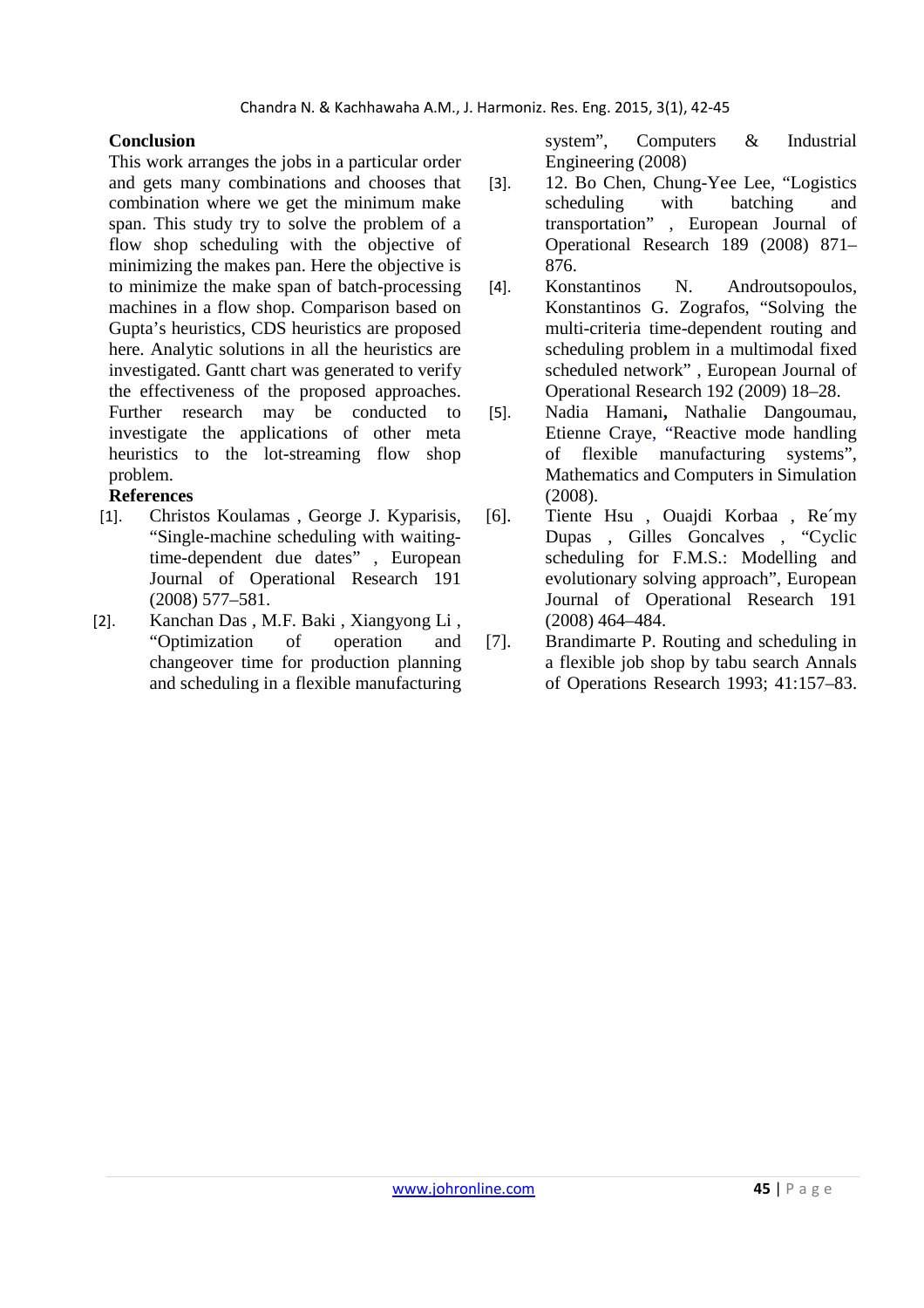## Conclusion

This work arranges the jobs in a particular order and gets many combinations and chooses that combination where we get the minimum make span. This study try to solve the problem of a flow shop scheduling with the objective of minimizing the makes pan. Here the objective is to minimize the make span of batch-processing machines in a flow shop. Comparison based on Gupta's heuristics, CDS heuristics are proposed here. Analytic solutions in all the heuristics are investigated. Gantt chart was generated to verify the effectiveness of the proposed approaches. Further research may be conducted to investigate the applications of other meta heuristics to the lot-streaming flow shop problem.

## References

[1]. Christos Koulamas , George J. Kyparisis, "Single-machine scheduling with waiting-time-dependent due dates" , European Journal of Operational Research 191 (2008) 577–581.

[2]. Kanchan Das , M.F. Baki , Xiangyong Li , "Optimization of operation and changeover time for production planning and scheduling in a flexible manufacturing system", Computers & Industrial Engineering (2008)

[3]. 12. Bo Chen, Chung-Yee Lee, "Logistics scheduling with batching and transportation" , European Journal of Operational Research 189 (2008) 871–876.

[4]. Konstantinos N. Androutsopoulos, Konstantinos G. Zografos, "Solving the multi-criteria time-dependent routing and scheduling problem in a multimodal fixed scheduled network" , European Journal of Operational Research 192 (2009) 18–28.

[5]. Nadia Hamani**,** Nathalie Dangoumau, Etienne Craye, "Reactive mode handling of flexible manufacturing systems", Mathematics and Computers in Simulation (2008).

[6]. Tiente Hsu , Ouajdi Korbaa , Re´my Dupas , Gilles Goncalves , "Cyclic scheduling for F.M.S.: Modelling and evolutionary solving approach", European Journal of Operational Research 191 (2008) 464–484.

[7]. Brandimarte P. Routing and scheduling in a flexible job shop by tabu search Annals of Operations Research 1993; 41:157–83.